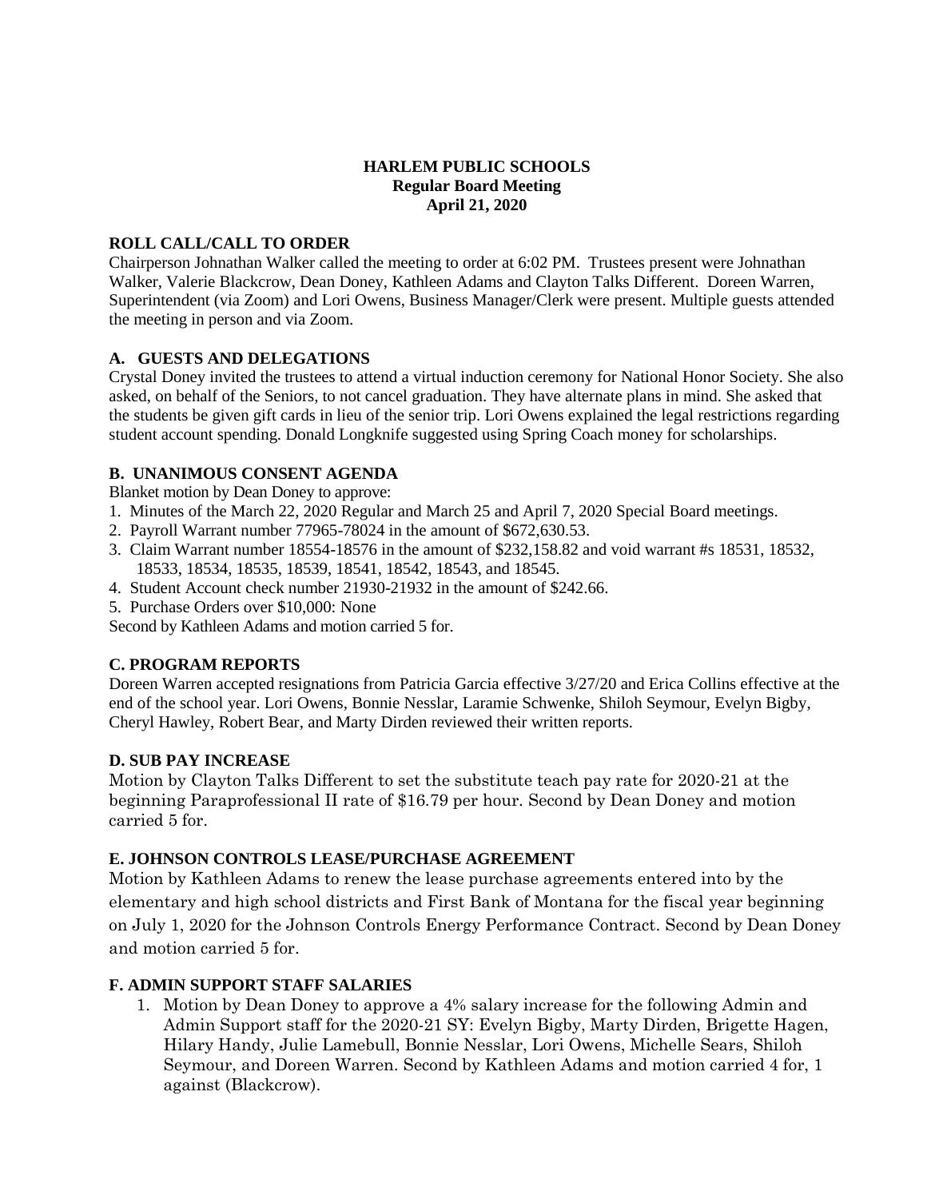**HARLEM PUBLIC SCHOOLS**
**Regular Board Meeting**
**April 21, 2020**

**ROLL CALL/CALL TO ORDER**

Chairperson Johnathan Walker called the meeting to order at 6:02 PM. Trustees present were Johnathan Walker, Valerie Blackcrow, Dean Doney, Kathleen Adams and Clayton Talks Different. Doreen Warren, Superintendent (via Zoom) and Lori Owens, Business Manager/Clerk were present. Multiple guests attended the meeting in person and via Zoom.

**A. GUESTS AND DELEGATIONS**

Crystal Doney invited the trustees to attend a virtual induction ceremony for National Honor Society. She also asked, on behalf of the Seniors, to not cancel graduation. They have alternate plans in mind. She asked that the students be given gift cards in lieu of the senior trip. Lori Owens explained the legal restrictions regarding student account spending. Donald Longknife suggested using Spring Coach money for scholarships.

**B. UNANIMOUS CONSENT AGENDA**

Blanket motion by Dean Doney to approve:

1. Minutes of the March 22, 2020 Regular and March 25 and April 7, 2020 Special Board meetings.
2. Payroll Warrant number 77965-78024 in the amount of $672,630.53.
3. Claim Warrant number 18554-18576 in the amount of $232,158.82 and void warrant #s 18531, 18532, 18533, 18534, 18535, 18539, 18541, 18542, 18543, and 18545.
4. Student Account check number 21930-21932 in the amount of $242.66.
5. Purchase Orders over $10,000: None

Second by Kathleen Adams and motion carried 5 for.

**C. PROGRAM REPORTS**

Doreen Warren accepted resignations from Patricia Garcia effective 3/27/20 and Erica Collins effective at the end of the school year. Lori Owens, Bonnie Nesslar, Laramie Schwenke, Shiloh Seymour, Evelyn Bigby, Cheryl Hawley, Robert Bear, and Marty Dirden reviewed their written reports.

**D. SUB PAY INCREASE**

Motion by Clayton Talks Different to set the substitute teach pay rate for 2020-21 at the beginning Paraprofessional II rate of $16.79 per hour. Second by Dean Doney and motion carried 5 for.

**E. JOHNSON CONTROLS LEASE/PURCHASE AGREEMENT**

Motion by Kathleen Adams to renew the lease purchase agreements entered into by the elementary and high school districts and First Bank of Montana for the fiscal year beginning on July 1, 2020 for the Johnson Controls Energy Performance Contract. Second by Dean Doney and motion carried 5 for.

**F. ADMIN SUPPORT STAFF SALARIES**

1. Motion by Dean Doney to approve a 4% salary increase for the following Admin and Admin Support staff for the 2020-21 SY: Evelyn Bigby, Marty Dirden, Brigette Hagen, Hilary Handy, Julie Lamebull, Bonnie Nesslar, Lori Owens, Michelle Sears, Shiloh Seymour, and Doreen Warren. Second by Kathleen Adams and motion carried 4 for, 1 against (Blackcrow).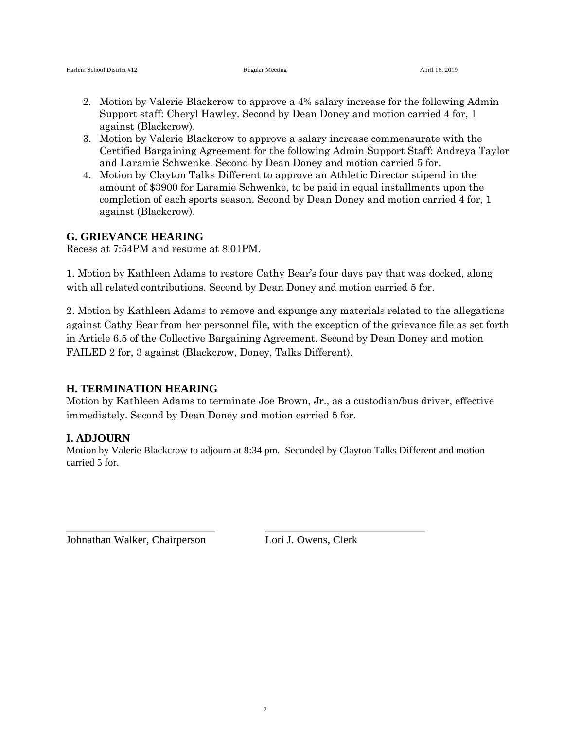2. Motion by Valerie Blackcrow to approve a 4% salary increase for the following Admin Support staff: Cheryl Hawley. Second by Dean Doney and motion carried 4 for, 1 against (Blackcrow).
3. Motion by Valerie Blackcrow to approve a salary increase commensurate with the Certified Bargaining Agreement for the following Admin Support Staff: Andreya Taylor and Laramie Schwenke. Second by Dean Doney and motion carried 5 for.
4. Motion by Clayton Talks Different to approve an Athletic Director stipend in the amount of $3900 for Laramie Schwenke, to be paid in equal installments upon the completion of each sports season. Second by Dean Doney and motion carried 4 for, 1 against (Blackcrow).

## G. GRIEVANCE HEARING

Recess at 7:54PM and resume at 8:01PM.

1. Motion by Kathleen Adams to restore Cathy Bear's four days pay that was docked, along with all related contributions. Second by Dean Doney and motion carried 5 for.

2. Motion by Kathleen Adams to remove and expunge any materials related to the allegations against Cathy Bear from her personnel file, with the exception of the grievance file as set forth in Article 6.5 of the Collective Bargaining Agreement. Second by Dean Doney and motion FAILED 2 for, 3 against (Blackcrow, Doney, Talks Different).

## H. TERMINATION HEARING

Motion by Kathleen Adams to terminate Joe Brown, Jr., as a custodian/bus driver, effective immediately. Second by Dean Doney and motion carried 5 for.

## I. ADJOURN

Motion by Valerie Blackcrow to adjourn at 8:34 pm. Seconded by Clayton Talks Different and motion carried 5 for.

\_\_\_\_\_\_\_\_\_\_\_\_\_\_\_\_\_\_\_\_\_\_\_\_\_\_\_\_ \_\_\_\_\_\_\_\_\_\_\_\_\_\_\_\_\_\_\_\_\_\_\_\_\_\_\_\_\_\_

Johnathan Walker, Chairperson Lori J. Owens, Clerk